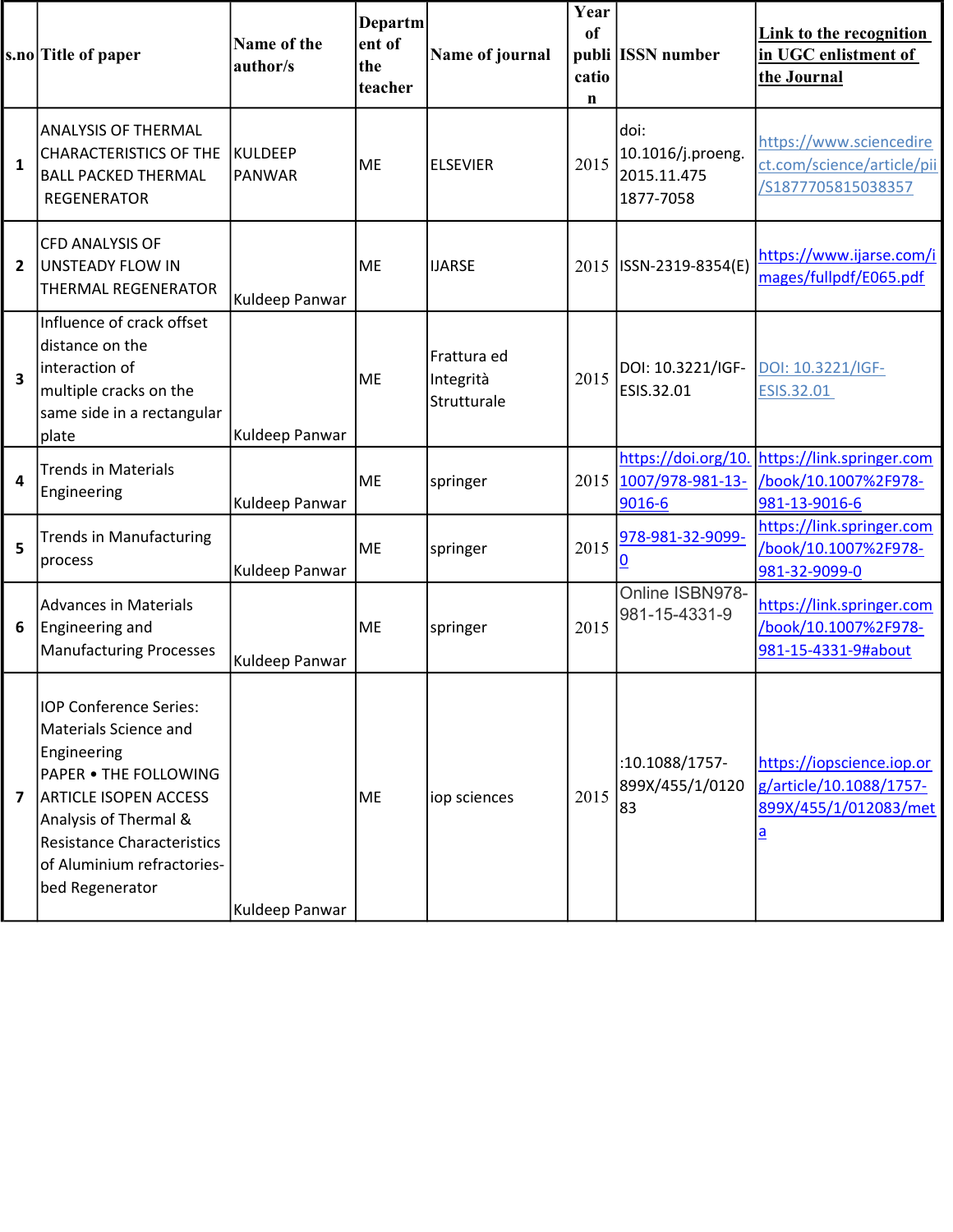| s.no | Title of paper | Name of the author/s | Department of the teacher | Name of journal | Year of publication | ISSN number | Link to the recognition in UGC enlistment of the Journal |
|---|---|---|---|---|---|---|---|
| 1 | ANALYSIS OF THERMAL CHARACTERISTICS OF THE BALL PACKED THERMAL REGENERATOR | KULDEEP PANWAR | ME | ELSEVIER | 2015 | doi: 10.1016/j.proeng.2015.11.475 1877-7058 | https://www.sciencedirect.com/science/article/pii/S1877705815038357 |
| 2 | CFD ANALYSIS OF UNSTEADY FLOW IN THERMAL REGENERATOR | Kuldeep Panwar | ME | IJARSE | 2015 | ISSN-2319-8354(E) | https://www.ijarse.com/images/fullpdf/E065.pdf |
| 3 | Influence of crack offset distance on the interaction of multiple cracks on the same side in a rectangular plate | Kuldeep Panwar | ME | Frattura ed Integrità Strutturale | 2015 | DOI: 10.3221/IGF-ESIS.32.01 | DOI: 10.3221/IGF-ESIS.32.01 |
| 4 | Trends in Materials Engineering | Kuldeep Panwar | ME | springer | 2015 | https://doi.org/10.1007/978-981-13-9016-6 | https://link.springer.com/book/10.1007%2F978-981-13-9016-6 |
| 5 | Trends in Manufacturing process | Kuldeep Panwar | ME | springer | 2015 | 978-981-32-9099-0 | https://link.springer.com/book/10.1007%2F978-981-32-9099-0 |
| 6 | Advances in Materials Engineering and Manufacturing Processes | Kuldeep Panwar | ME | springer | 2015 | Online ISBN978-981-15-4331-9 | https://link.springer.com/book/10.1007%2F978-981-15-4331-9#about |
| 7 | IOP Conference Series: Materials Science and Engineering PAPER • THE FOLLOWING ARTICLE ISOPEN ACCESS Analysis of Thermal & Resistance Characteristics of Aluminium refractories-bed Regenerator | Kuldeep Panwar | ME | iop sciences | 2015 | :10.1088/1757-899X/455/1/012083 | https://iopscience.iop.org/article/10.1088/1757-899X/455/1/012083/meta |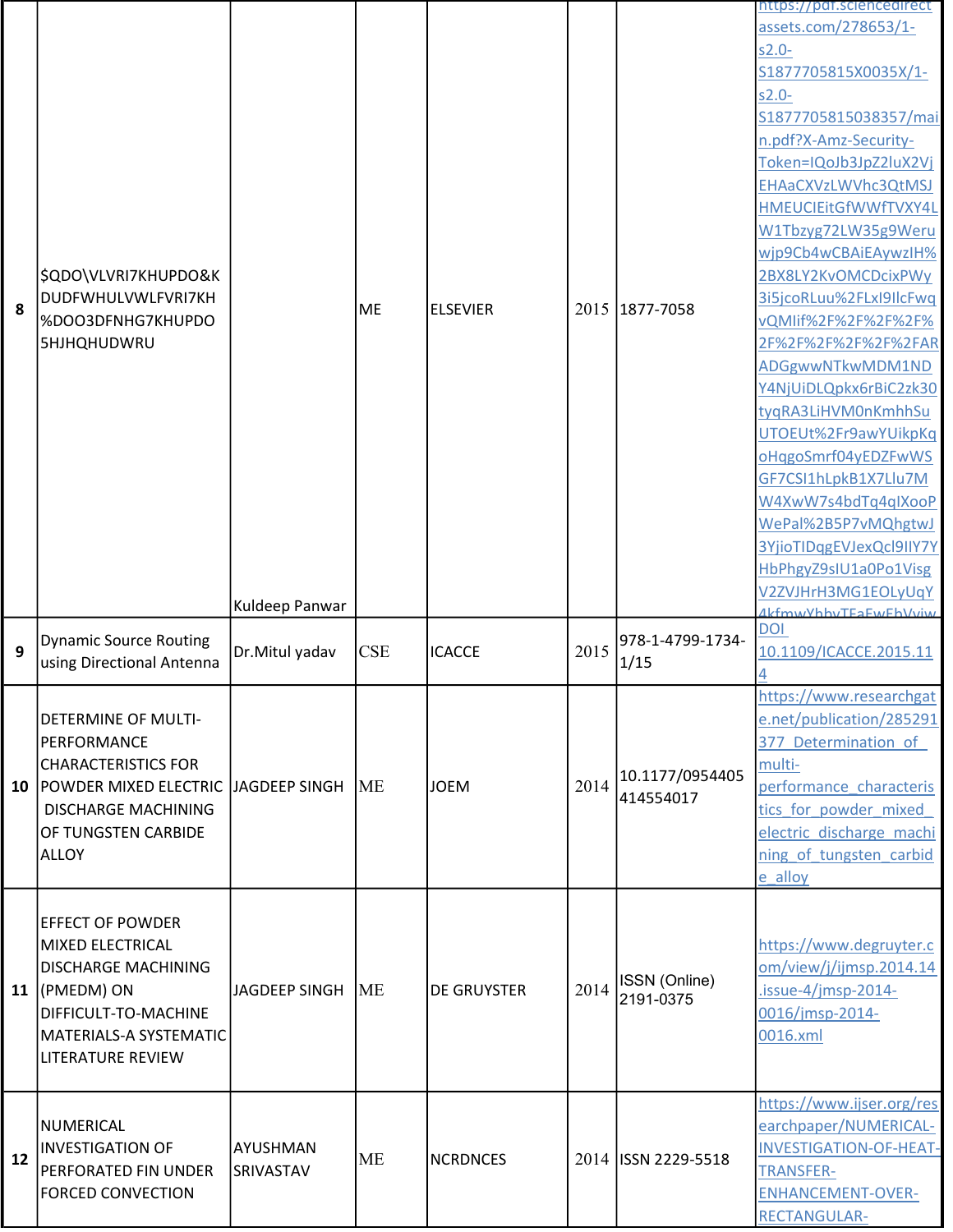| 8 | $QDO\VLVRI7KHUPDO&K DUDFWHULVWLFVRI7KH %DOO3DFNHG7KHUPDO 5HJHQHUDWRU | Kuldeep Panwar | ME | ELSEVIER | 2015 | 1877-7058 | https://pdf.sciencedirectassets.com/278653/1-s2.0-S1877705815X0035X/1-s2.0-S1877705815038357/main.pdf?X-Amz-Security-Token=IQoJb3JpZ2luX2VjEHAaCXVzLWVhc3QtMSJHMEUCIEitGfWWfTVXY4LW1Tbzyg72LW35g9Weruwjp9Cb4wCBAiEAywzIH%2BX8LY2KvOMCDcixPWy3i5jcoRLuu%2FLxI9IlcFwqvQMIif%2F%2F%2F%2F%2F%2F%2F%2F%2F%2FARADGgwwNTkwMDM1NDY4NjUiDLQpkx6rBiC2zk30tyqRA3LiHVM0nKmhhSuUTOEUt%2Fr9awYUikpKqoHqgoSmrf04yEDZFwWSGF7CSI1hLpkB1X7Llu7MW4XwW7s4bdTq4qIXooPWePal%2B5P7vMQhgtwJ3YjioTIDqgEVJexQcl9IlY7YHbPhgyZ9sIU1a0Po1VisgV2ZVJHrH3MG1EOLyUqY4kfmwYhbvTFaFwFbVviw |
|---|---|---|---|---|---|---|---|
| 9 | Dynamic Source Routing using Directional Antenna | Dr.Mitul yadav | CSE | ICACCE | 2015 | 978-1-4799-1734-1/15 | DOI 10.1109/ICACCE.2015.114 |
| 10 | DETERMINE OF MULTI-PERFORMANCE CHARACTERISTICS FOR POWDER MIXED ELECTRIC DISCHARGE MACHINING OF TUNGSTEN CARBIDE ALLOY | JAGDEEP SINGH | ME | JOEM | 2014 | 10.1177/0954405414554017 | https://www.researchgate.net/publication/285291377_Determination_of_multi-performance_characteristics_for_powder_mixed_electric_discharge_machining_of_tungsten_carbide_alloy |
| 11 | EFFECT OF POWDER MIXED ELECTRICAL DISCHARGE MACHINING (PMEDM) ON DIFFICULT-TO-MACHINE MATERIALS-A SYSTEMATIC LITERATURE REVIEW | JAGDEEP SINGH | ME | DE GRUYSTER | 2014 | ISSN (Online) 2191-0375 | https://www.degruyter.com/view/j/ijmsp.2014.14.issue-4/jmsp-2014-0016/jmsp-2014-0016.xml |
| 12 | NUMERICAL INVESTIGATION OF PERFORATED FIN UNDER FORCED CONVECTION | AYUSHMAN SRIVASTAV | ME | NCRDNCES | 2014 | ISSN 2229-5518 | https://www.ijser.org/researchpaper/NUMERICAL-INVESTIGATION-OF-HEAT-TRANSFER-ENHANCEMENT-OVER-RECTANGULAR- |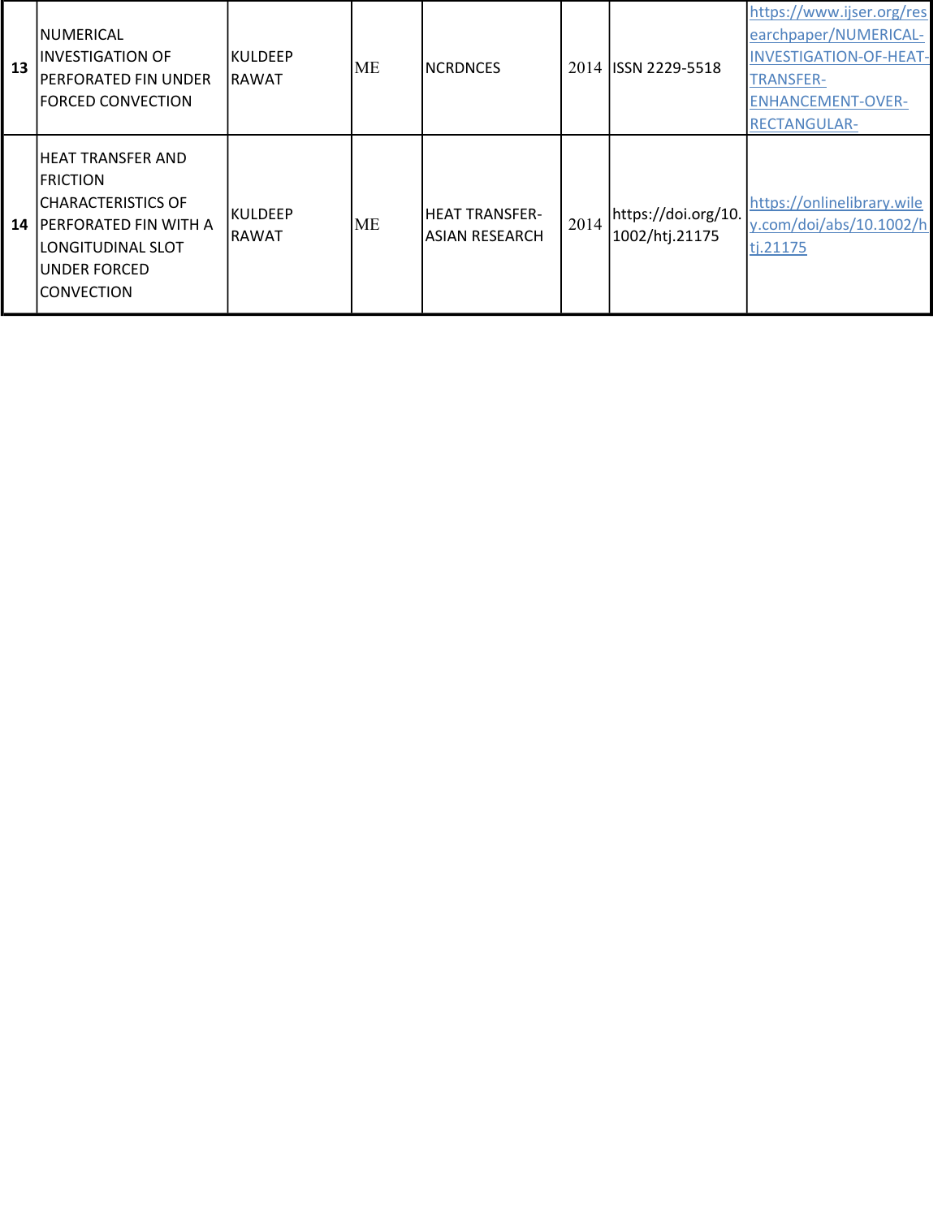| | | | | | | | |
|---|---|---|---|---|---|---|---|
| **13** | NUMERICAL INVESTIGATION OF PERFORATED FIN UNDER FORCED CONVECTION | KULDEEP RAWAT | ME | NCRDNCES | 2014 | ISSN 2229-5518 | https://www.ijser.org/researchpaper/NUMERICAL-INVESTIGATION-OF-HEAT-TRANSFER-ENHANCEMENT-OVER-RECTANGULAR- |
| **14** | HEAT TRANSFER AND FRICTION CHARACTERISTICS OF PERFORATED FIN WITH A LONGITUDINAL SLOT UNDER FORCED CONVECTION | KULDEEP RAWAT | ME | HEAT TRANSFER-ASIAN RESEARCH | 2014 | https://doi.org/10.1002/htj.21175 | https://onlinelibrary.wiley.com/doi/abs/10.1002/htj.21175 |